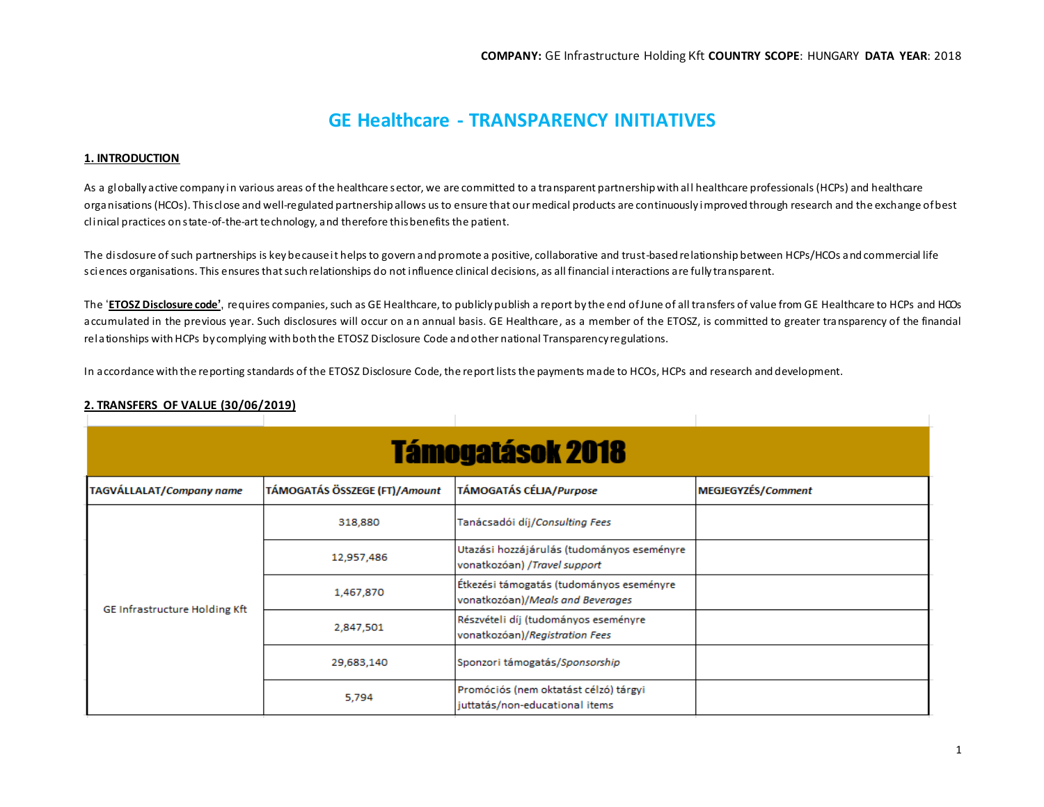**COMPANY:** GE Infrastructure Holding Kft **COUNTRY SCOPE**: HUNGARY **DATA YEAR**: 2018

# GE Healthcare - TRANSPARENCY INITIATIVES

## 1. INTRODUCTION

As a globally active company in various areas of the healthcare sector, we are committed to a transparent partnership with all healthcare professionals (HCPs) and healthcare organisations (HCOs). This close and well-regulated partnership allows us to ensure that our medical products are continuously improved through research and the exchange of best clinical practices on state-of-the-art technology, and therefore this benefits the patient.

The disclosure of such partnerships is key because it helps to govern and promote a positive, collaborative and trust-based relationship between HCPs/HCOs and commercial life sciences organisations. This ensures that such relationships do not influence clinical decisions, as all financial interactions are fully transparent.

The '**ETOSZ Disclosure code'**, requires companies, such as GE Healthcare, to publicly publish a report by the end of June of all transfers of value from GE Healthcare to HCPs and HCOs accumulated in the previous year. Such disclosures will occur on an annual basis. GE Healthcare, as a member of the ETOSZ, is committed to greater transparency of the financial relationships with HCPs by complying with both the ETOSZ Disclosure Code and other national Transparency regulations.

In accordance with the reporting standards of the ETOSZ Disclosure Code, the report lists the payments made to HCOs, HCPs and research and development.

## 2. TRANSFERS OF VALUE (30/06/2019)

| Támogatások 2018 | | | |
|---|---|---|---|
| **TAGVÁLLALAT/*Company name*** | **TÁMOGATÁS ÖSSZEGE (FT)/*Amount*** | **TÁMOGATÁS CÉLJA/*Purpose*** | **MEGJEGYZÉS/*Comment*** |
| GE Infrastructure Holding Kft | 318,880 | Tanácsadói díj/*Consulting Fees* | |
| | 12,957,486 | Utazási hozzájárulás (tudományos eseményre vonatkozóan) /*Travel support* | |
| | 1,467,870 | Étkezési támogatás (tudományos eseményre vonatkozóan)/*Meals and Beverages* | |
| | 2,847,501 | Részvételi díj (tudományos eseményre vonatkozóan)/*Registration Fees* | |
| | 29,683,140 | Sponzori támogatás/*Sponsorship* | |
| | 5,794 | Promóciós (nem oktatást célzó) tárgyi juttatás/non-educational items | |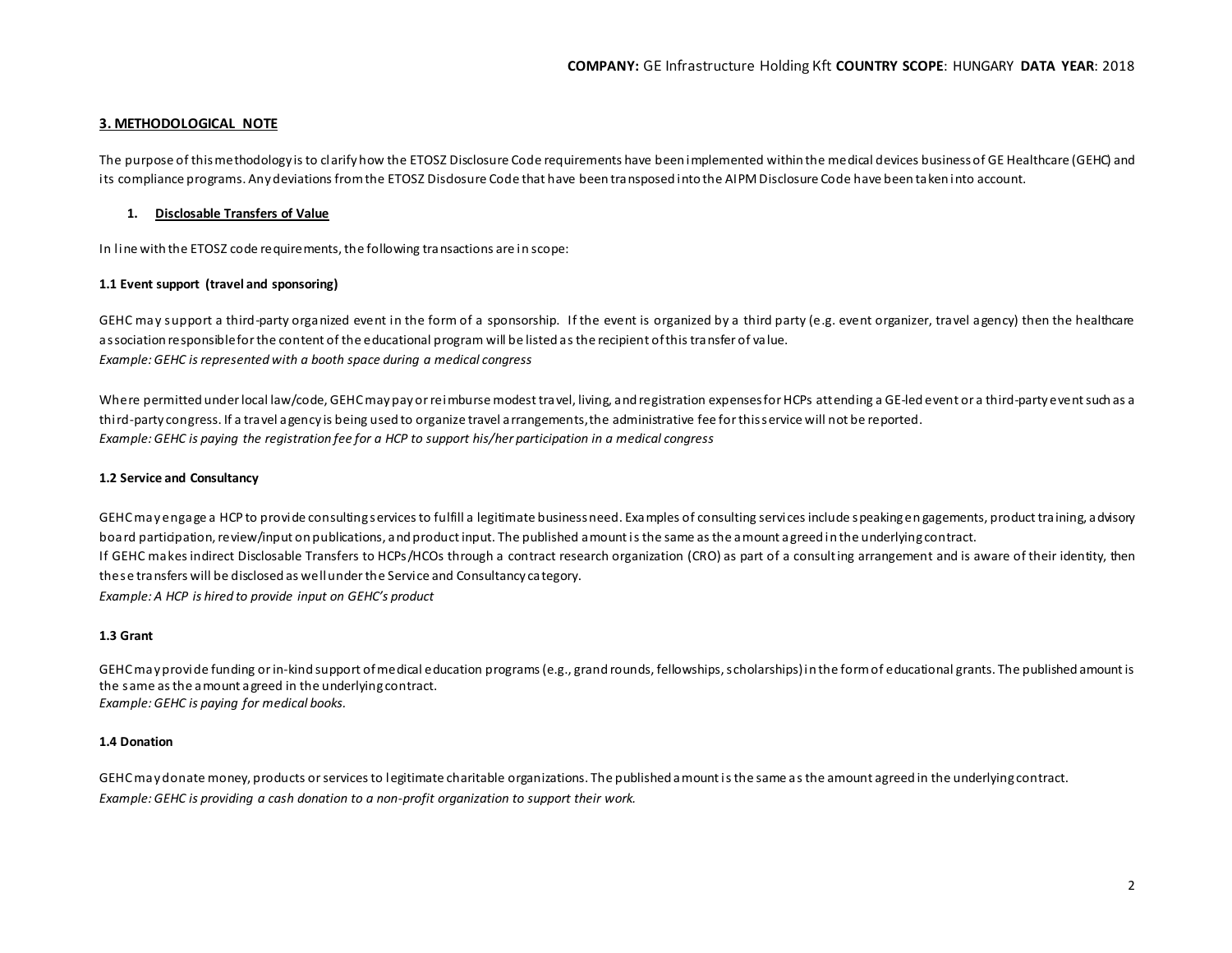**COMPANY:** GE Infrastructure Holding Kft **COUNTRY SCOPE**: HUNGARY **DATA YEAR**: 2018

## 3. METHODOLOGICAL NOTE

The purpose of this methodology is to clarify how the ETOSZ Disclosure Code requirements have been implemented within the medical devices business of GE Healthcare (GEHC) and its compliance programs. Any deviations from the ETOSZ Disclosure Code that have been transposed into the AIPM Disclosure Code have been taken into account.

### 1. Disclosable Transfers of Value

In line with the ETOSZ code requirements, the following transactions are in scope:

#### 1.1 Event support (travel and sponsoring)

GEHC may support a third-party organized event in the form of a sponsorship. If the event is organized by a third party (e.g. event organizer, travel agency) then the healthcare association responsible for the content of the educational program will be listed as the recipient of this transfer of value.
*Example: GEHC is represented with a booth space during a medical congress*

Where permitted under local law/code, GEHC may pay or reimburse modest travel, living, and registration expenses for HCPs attending a GE-led event or a third-party event such as a third-party congress. If a travel agency is being used to organize travel arrangements, the administrative fee for this service will not be reported.
*Example: GEHC is paying the registration fee for a HCP to support his/her participation in a medical congress*

#### 1.2 Service and Consultancy

GEHC may engage a HCP to provide consulting services to fulfill a legitimate business need. Examples of consulting services include speaking engagements, product training, advisory board participation, review/input on publications, and product input. The published amount is the same as the amount agreed in the underlying contract.
If GEHC makes indirect Disclosable Transfers to HCPs/HCOs through a contract research organization (CRO) as part of a consulting arrangement and is aware of their identity, then these transfers will be disclosed as well under the Service and Consultancy category.
*Example: A HCP is hired to provide input on GEHC's product*

#### 1.3 Grant

GEHC may provide funding or in-kind support of medical education programs (e.g., grand rounds, fellowships, scholarships) in the form of educational grants. The published amount is the same as the amount agreed in the underlying contract.
*Example: GEHC is paying for medical books.*

#### 1.4 Donation

GEHC may donate money, products or services to legitimate charitable organizations. The published amount is the same as the amount agreed in the underlying contract.
*Example: GEHC is providing a cash donation to a non-profit organization to support their work.*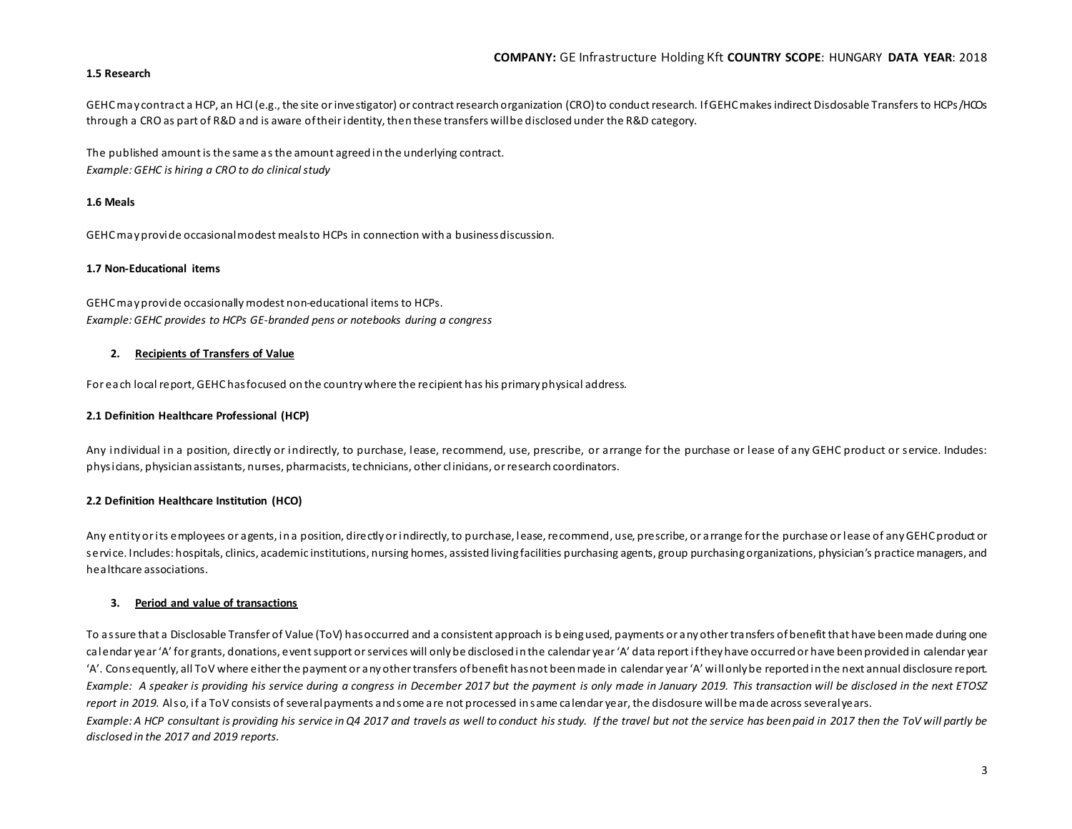**1.5 Research**

GEHC may contract a HCP, an HCI (e.g., the site or investigator) or contract research organization (CRO) to conduct research. If GEHC makes indirect Disclosable Transfers to HCPs/HCOs through a CRO as part of R&D and is aware of their identity, then these transfers will be disclosed under the R&D category.

The published amount is the same as the amount agreed in the underlying contract.
*Example: GEHC is hiring a CRO to do clinical study*

**1.6 Meals**

GEHC may provide occasional modest meals to HCPs in connection with a business discussion.

**1.7 Non-Educational items**

GEHC may provide occasionally modest non-educational items to HCPs.
*Example: GEHC provides to HCPs GE-branded pens or notebooks during a congress*

**2. Recipients of Transfers of Value**

For each local report, GEHC has focused on the country where the recipient has his primary physical address.

**2.1 Definition Healthcare Professional (HCP)**

Any individual in a position, directly or indirectly, to purchase, lease, recommend, use, prescribe, or arrange for the purchase or lease of any GEHC product or service. Includes: physicians, physician assistants, nurses, pharmacists, technicians, other clinicians, or research coordinators.

**2.2 Definition Healthcare Institution (HCO)**

Any entity or its employees or agents, in a position, directly or indirectly, to purchase, lease, recommend, use, prescribe, or arrange for the purchase or lease of any GEHC product or service. Includes: hospitals, clinics, academic institutions, nursing homes, assisted living facilities purchasing agents, group purchasing organizations, physician's practice managers, and healthcare associations.

**3. Period and value of transactions**

To assure that a Disclosable Transfer of Value (ToV) has occurred and a consistent approach is being used, payments or any other transfers of benefit that have been made during one calendar year 'A' for grants, donations, event support or services will only be disclosed in the calendar year 'A' data report if they have occurred or have been provided in calendar year 'A'. Consequently, all ToV where either the payment or any other transfers of benefit has not been made in calendar year 'A' will only be reported in the next annual disclosure report. *Example: A speaker is providing his service during a congress in December 2017 but the payment is only made in January 2019. This transaction will be disclosed in the next ETOSZ report in 2019.* Also, if a ToV consists of several payments and some are not processed in same calendar year, the disclosure will be made across several years.
*Example: A HCP consultant is providing his service in Q4 2017 and travels as well to conduct his study. If the travel but not the service has been paid in 2017 then the ToV will partly be disclosed in the 2017 and 2019 reports.*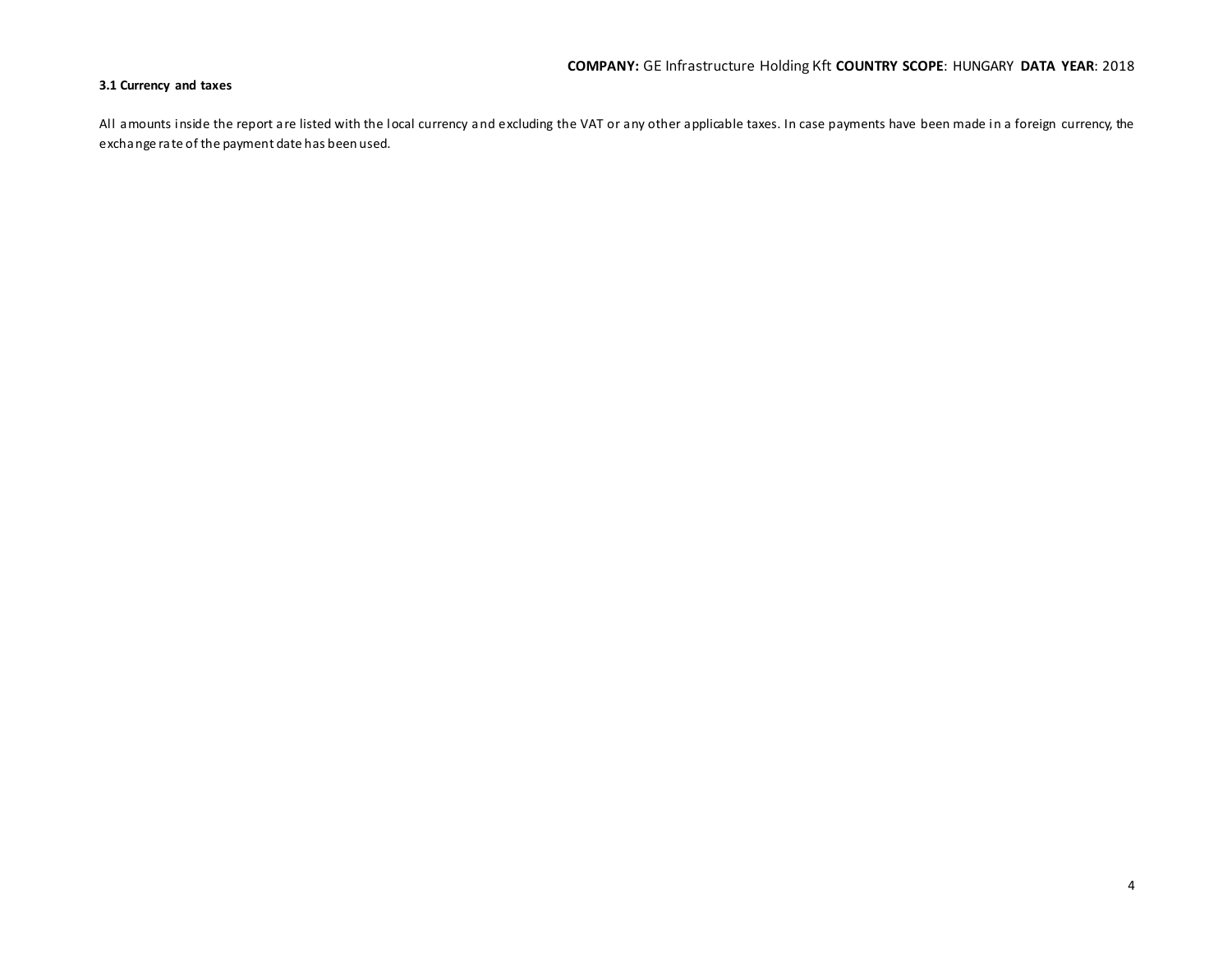### 3.1 Currency and taxes

All amounts inside the report are listed with the local currency and excluding the VAT or any other applicable taxes. In case payments have been made in a foreign currency, the exchange rate of the payment date has been used.